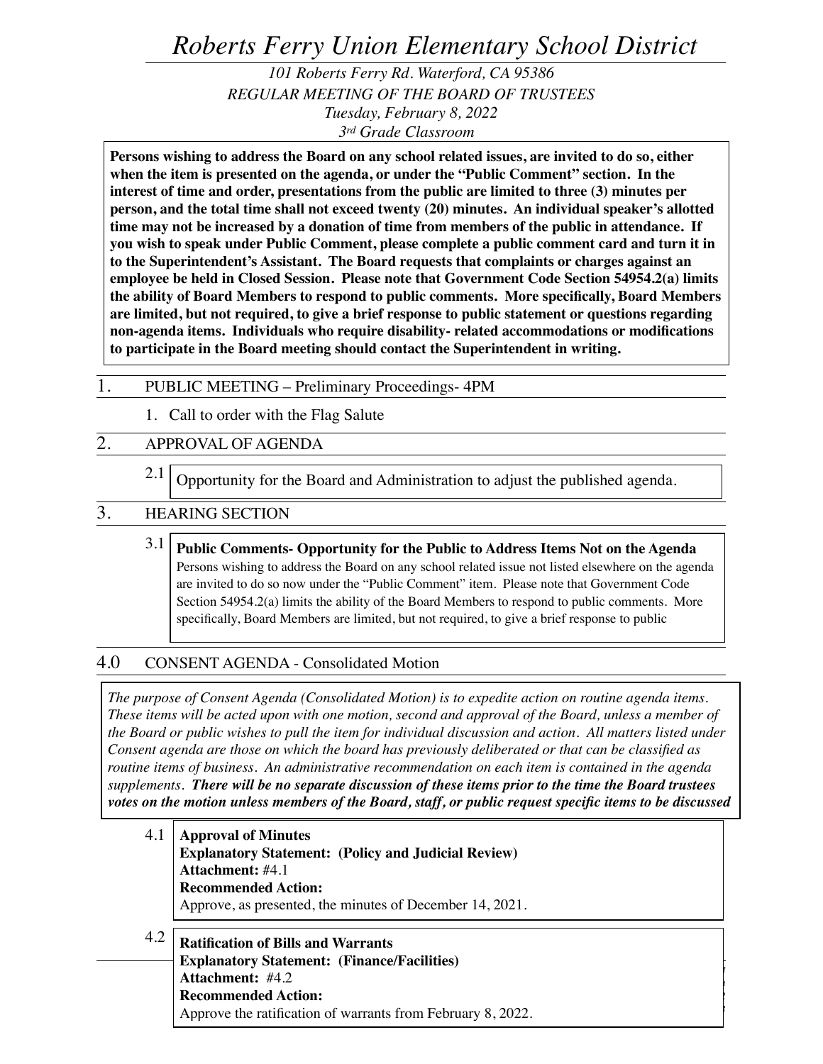# *Roberts Ferry Union Elementary School District*

*101 Roberts Ferry Rd. Waterford, CA 95386*
*REGULAR MEETING OF THE BOARD OF TRUSTEES*
*Tuesday, February 8, 2022*
*3rd Grade Classroom*

**Persons wishing to address the Board on any school related issues, are invited to do so, either when the item is presented on the agenda, or under the "Public Comment" section. In the interest of time and order, presentations from the public are limited to three (3) minutes per person, and the total time shall not exceed twenty (20) minutes. An individual speaker's allotted time may not be increased by a donation of time from members of the public in attendance. If you wish to speak under Public Comment, please complete a public comment card and turn it in to the Superintendent's Assistant. The Board requests that complaints or charges against an employee be held in Closed Session. Please note that Government Code Section 54954.2(a) limits the ability of Board Members to respond to public comments. More specifically, Board Members are limited, but not required, to give a brief response to public statement or questions regarding non-agenda items. Individuals who require disability- related accommodations or modifications to participate in the Board meeting should contact the Superintendent in writing.**

## 1. PUBLIC MEETING – Preliminary Proceedings- 4PM

1. Call to order with the Flag Salute

## 2. APPROVAL OF AGENDA

2.1 Opportunity for the Board and Administration to adjust the published agenda.

## 3. HEARING SECTION

3.1 **Public Comments- Opportunity for the Public to Address Items Not on the Agenda**
Persons wishing to address the Board on any school related issue not listed elsewhere on the agenda are invited to do so now under the "Public Comment" item. Please note that Government Code Section 54954.2(a) limits the ability of the Board Members to respond to public comments. More specifically, Board Members are limited, but not required, to give a brief response to public

## 4.0 CONSENT AGENDA - Consolidated Motion

*The purpose of Consent Agenda (Consolidated Motion) is to expedite action on routine agenda items. These items will be acted upon with one motion, second and approval of the Board, unless a member of the Board or public wishes to pull the item for individual discussion and action. All matters listed under Consent agenda are those on which the board has previously deliberated or that can be classified as routine items of business. An administrative recommendation on each item is contained in the agenda supplements.* ***There will be no separate discussion of these items prior to the time the Board trustees votes on the motion unless members of the Board, staff, or public request specific items to be discussed***

4.1 **Approval of Minutes**
**Explanatory Statement: (Policy and Judicial Review)**
**Attachment:** #4.1
**Recommended Action:**
Approve, as presented, the minutes of December 14, 2021.

4.2 **Ratification of Bills and Warrants**
**Explanatory Statement: (Finance/Facilities)**
**Attachment:** #4.2
**Recommended Action:**
Approve the ratification of warrants from February 8, 2022.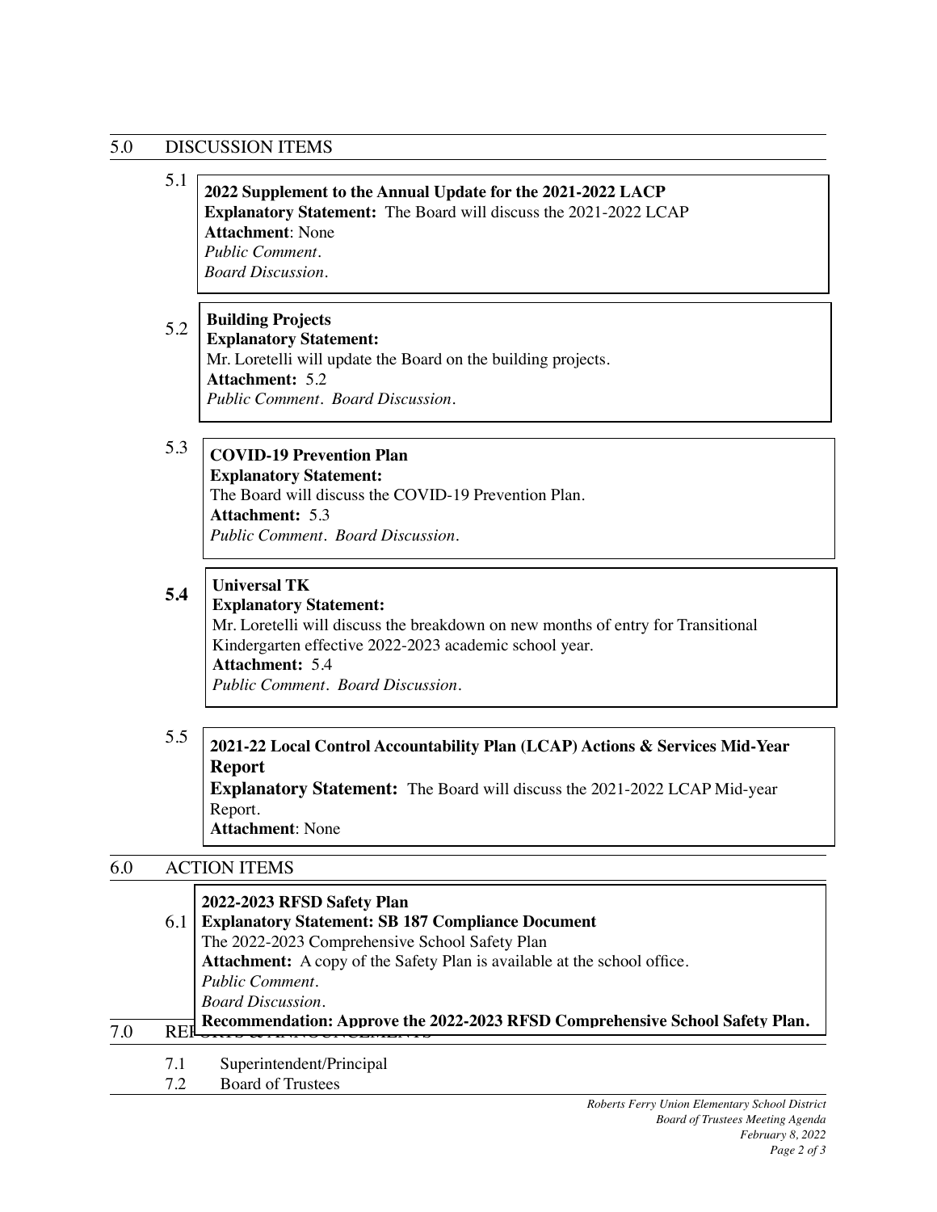## 5.0 DISCUSSION ITEMS

5.1 **2022 Supplement to the Annual Update for the 2021-2022 LACP**
**Explanatory Statement:** The Board will discuss the 2021-2022 LCAP
**Attachment**: None
*Public Comment.*
*Board Discussion.*

5.2 **Building Projects**
**Explanatory Statement:**
Mr. Loretelli will update the Board on the building projects.
**Attachment:** 5.2
*Public Comment. Board Discussion.*

5.3 **COVID-19 Prevention Plan**
**Explanatory Statement:**
The Board will discuss the COVID-19 Prevention Plan.
**Attachment:** 5.3
*Public Comment. Board Discussion.*

**5.4** **Universal TK**
**Explanatory Statement:**
Mr. Loretelli will discuss the breakdown on new months of entry for Transitional Kindergarten effective 2022-2023 academic school year.
**Attachment:** 5.4
*Public Comment. Board Discussion.*

5.5 **2021-22 Local Control Accountability Plan (LCAP) Actions & Services Mid-Year Report**
**Explanatory Statement:** The Board will discuss the 2021-2022 LCAP Mid-year Report.
**Attachment**: None

## 6.0 ACTION ITEMS

6.1 **2022-2023 RFSD Safety Plan**
**Explanatory Statement: SB 187 Compliance Document**
The 2022-2023 Comprehensive School Safety Plan
**Attachment:** A copy of the Safety Plan is available at the school office.
*Public Comment.*
*Board Discussion.*
**Recommendation: Approve the 2022-2023 RFSD Comprehensive School Safety Plan.**

## 7.0 REPORTS & ANNOUNCEMENTS

7.1 Superintendent/Principal
7.2 Board of Trustees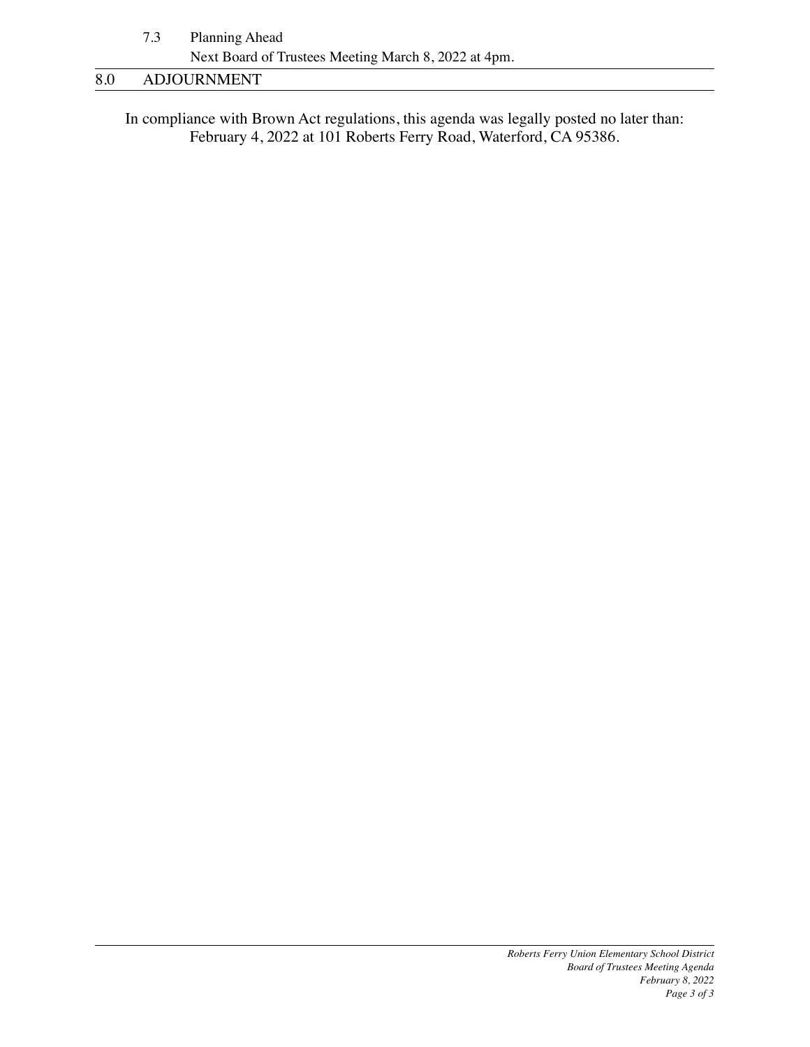7.3 Planning Ahead

Next Board of Trustees Meeting March 8, 2022 at 4pm.

## 8.0 ADJOURNMENT

In compliance with Brown Act regulations, this agenda was legally posted no later than: February 4, 2022 at 101 Roberts Ferry Road, Waterford, CA 95386.